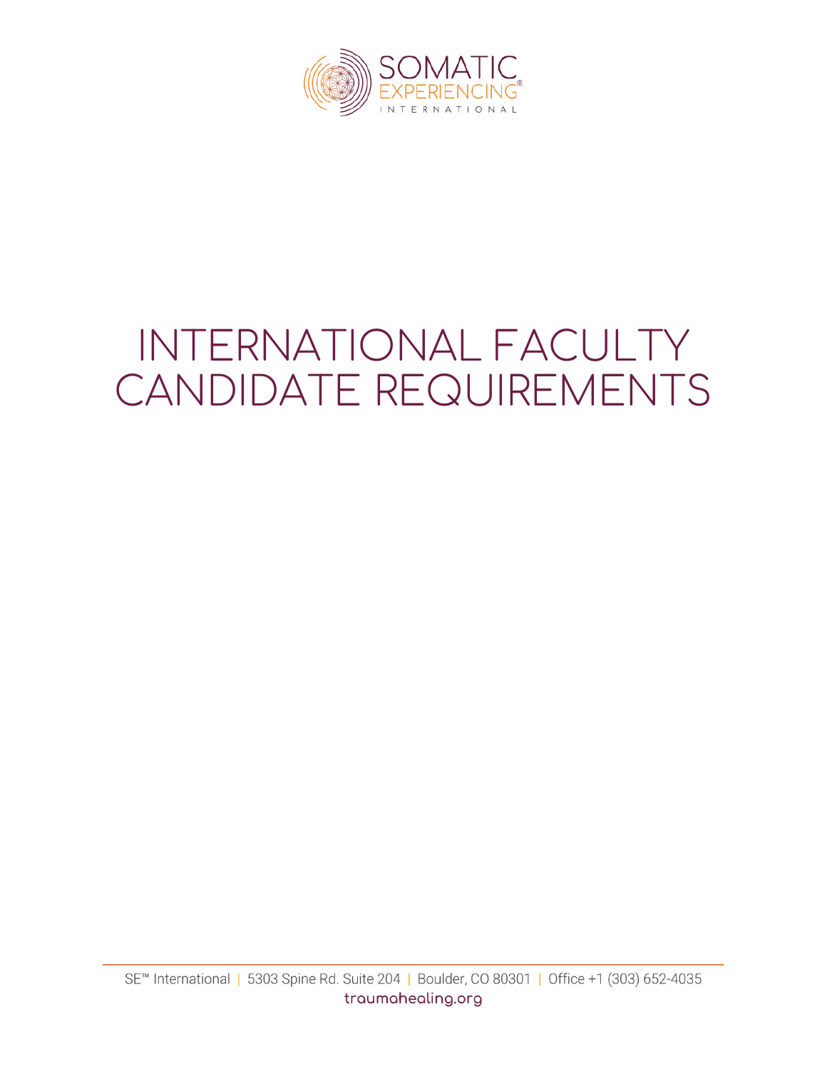# INTERNATIONAL FACULTY CANDIDATE REQUIREMENTS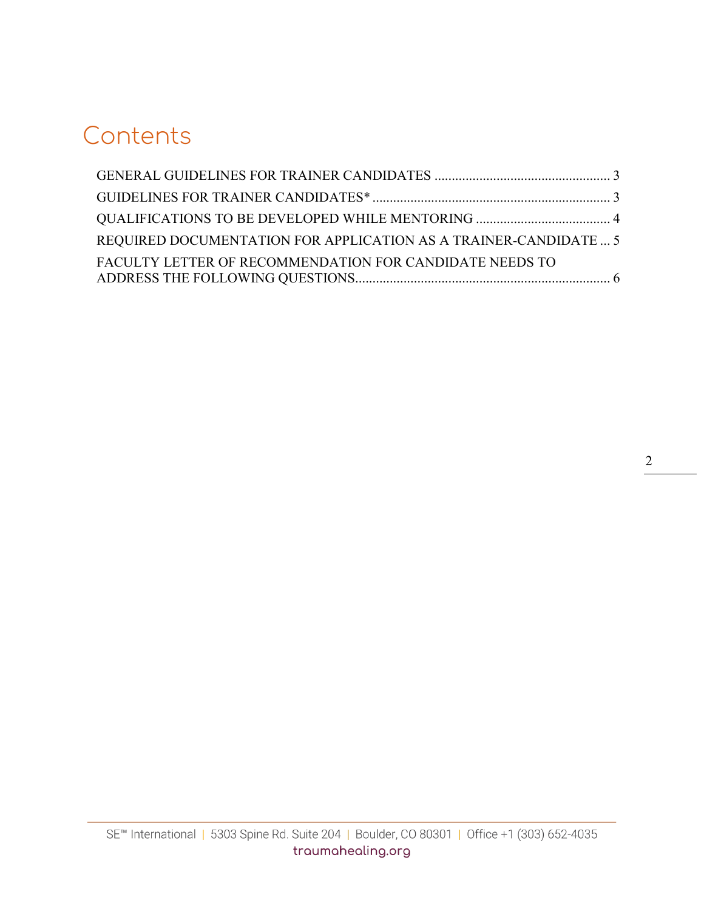# Contents

GENERAL GUIDELINES FOR TRAINER CANDIDATES .................................................. 3

GUIDELINES FOR TRAINER CANDIDATES* ..................................................................... 3

QUALIFICATIONS TO BE DEVELOPED WHILE MENTORING ....................................... 4

REQUIRED DOCUMENTATION FOR APPLICATION AS A TRAINER-CANDIDATE ... 5

FACULTY LETTER OF RECOMMENDATION FOR CANDIDATE NEEDS TO ADDRESS THE FOLLOWING QUESTIONS......................................................................... 6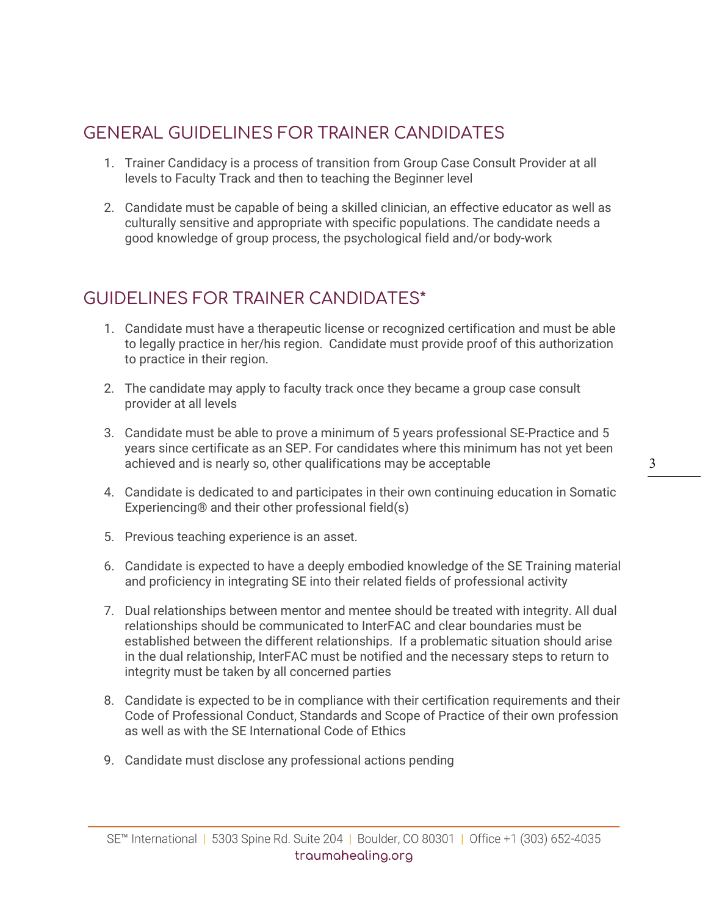## GENERAL GUIDELINES FOR TRAINER CANDIDATES

1. Trainer Candidacy is a process of transition from Group Case Consult Provider at all levels to Faculty Track and then to teaching the Beginner level

2. Candidate must be capable of being a skilled clinician, an effective educator as well as culturally sensitive and appropriate with specific populations. The candidate needs a good knowledge of group process, the psychological field and/or body-work

## GUIDELINES FOR TRAINER CANDIDATES*

1. Candidate must have a therapeutic license or recognized certification and must be able to legally practice in her/his region. Candidate must provide proof of this authorization to practice in their region.

2. The candidate may apply to faculty track once they became a group case consult provider at all levels

3. Candidate must be able to prove a minimum of 5 years professional SE-Practice and 5 years since certificate as an SEP. For candidates where this minimum has not yet been achieved and is nearly so, other qualifications may be acceptable

4. Candidate is dedicated to and participates in their own continuing education in Somatic Experiencing® and their other professional field(s)

5. Previous teaching experience is an asset.

6. Candidate is expected to have a deeply embodied knowledge of the SE Training material and proficiency in integrating SE into their related fields of professional activity

7. Dual relationships between mentor and mentee should be treated with integrity. All dual relationships should be communicated to InterFAC and clear boundaries must be established between the different relationships. If a problematic situation should arise in the dual relationship, InterFAC must be notified and the necessary steps to return to integrity must be taken by all concerned parties

8. Candidate is expected to be in compliance with their certification requirements and their Code of Professional Conduct, Standards and Scope of Practice of their own profession as well as with the SE International Code of Ethics

9. Candidate must disclose any professional actions pending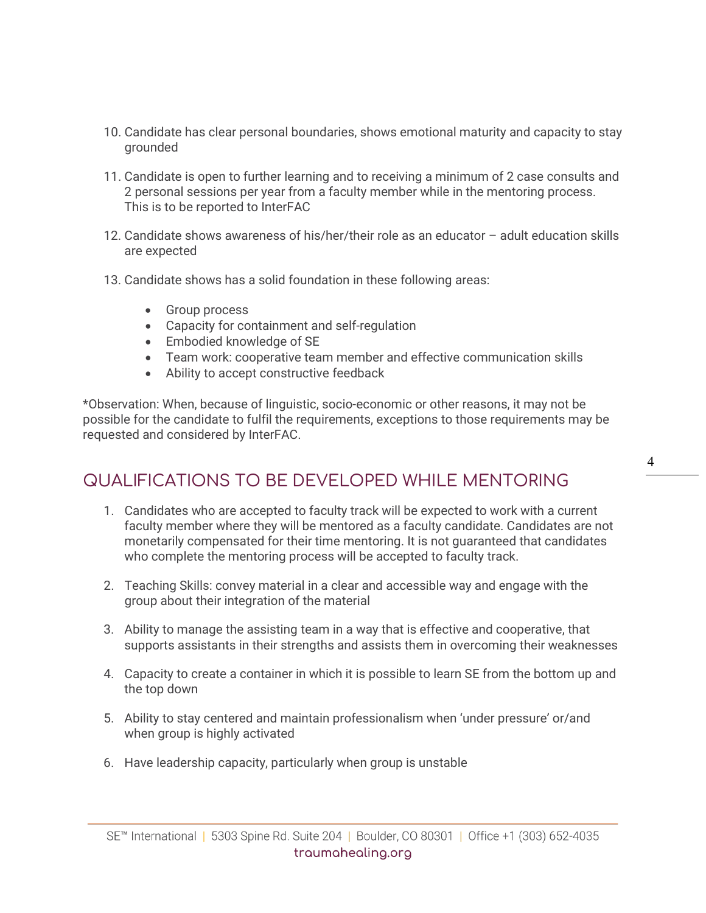10. Candidate has clear personal boundaries, shows emotional maturity and capacity to stay grounded

11. Candidate is open to further learning and to receiving a minimum of 2 case consults and 2 personal sessions per year from a faculty member while in the mentoring process. This is to be reported to InterFAC

12. Candidate shows awareness of his/her/their role as an educator – adult education skills are expected

13. Candidate shows has a solid foundation in these following areas:

    - Group process
    - Capacity for containment and self-regulation
    - Embodied knowledge of SE
    - Team work: cooperative team member and effective communication skills
    - Ability to accept constructive feedback

*Observation: When, because of linguistic, socio-economic or other reasons, it may not be possible for the candidate to fulfil the requirements, exceptions to those requirements may be requested and considered by InterFAC.

## QUALIFICATIONS TO BE DEVELOPED WHILE MENTORING

1. Candidates who are accepted to faculty track will be expected to work with a current faculty member where they will be mentored as a faculty candidate. Candidates are not monetarily compensated for their time mentoring. It is not guaranteed that candidates who complete the mentoring process will be accepted to faculty track.

2. Teaching Skills: convey material in a clear and accessible way and engage with the group about their integration of the material

3. Ability to manage the assisting team in a way that is effective and cooperative, that supports assistants in their strengths and assists them in overcoming their weaknesses

4. Capacity to create a container in which it is possible to learn SE from the bottom up and the top down

5. Ability to stay centered and maintain professionalism when 'under pressure' or/and when group is highly activated

6. Have leadership capacity, particularly when group is unstable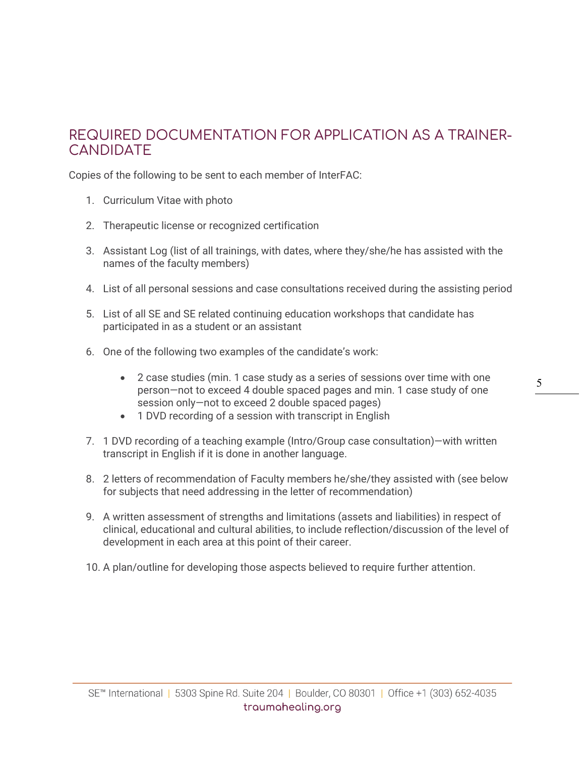## REQUIRED DOCUMENTATION FOR APPLICATION AS A TRAINER-CANDIDATE

Copies of the following to be sent to each member of InterFAC:

1. Curriculum Vitae with photo

2. Therapeutic license or recognized certification

3. Assistant Log (list of all trainings, with dates, where they/she/he has assisted with the names of the faculty members)

4. List of all personal sessions and case consultations received during the assisting period

5. List of all SE and SE related continuing education workshops that candidate has participated in as a student or an assistant

6. One of the following two examples of the candidate's work:

    - 2 case studies (min. 1 case study as a series of sessions over time with one person—not to exceed 4 double spaced pages and min. 1 case study of one session only—not to exceed 2 double spaced pages)
    - 1 DVD recording of a session with transcript in English

7. 1 DVD recording of a teaching example (Intro/Group case consultation)—with written transcript in English if it is done in another language.

8. 2 letters of recommendation of Faculty members he/she/they assisted with (see below for subjects that need addressing in the letter of recommendation)

9. A written assessment of strengths and limitations (assets and liabilities) in respect of clinical, educational and cultural abilities, to include reflection/discussion of the level of development in each area at this point of their career.

10. A plan/outline for developing those aspects believed to require further attention.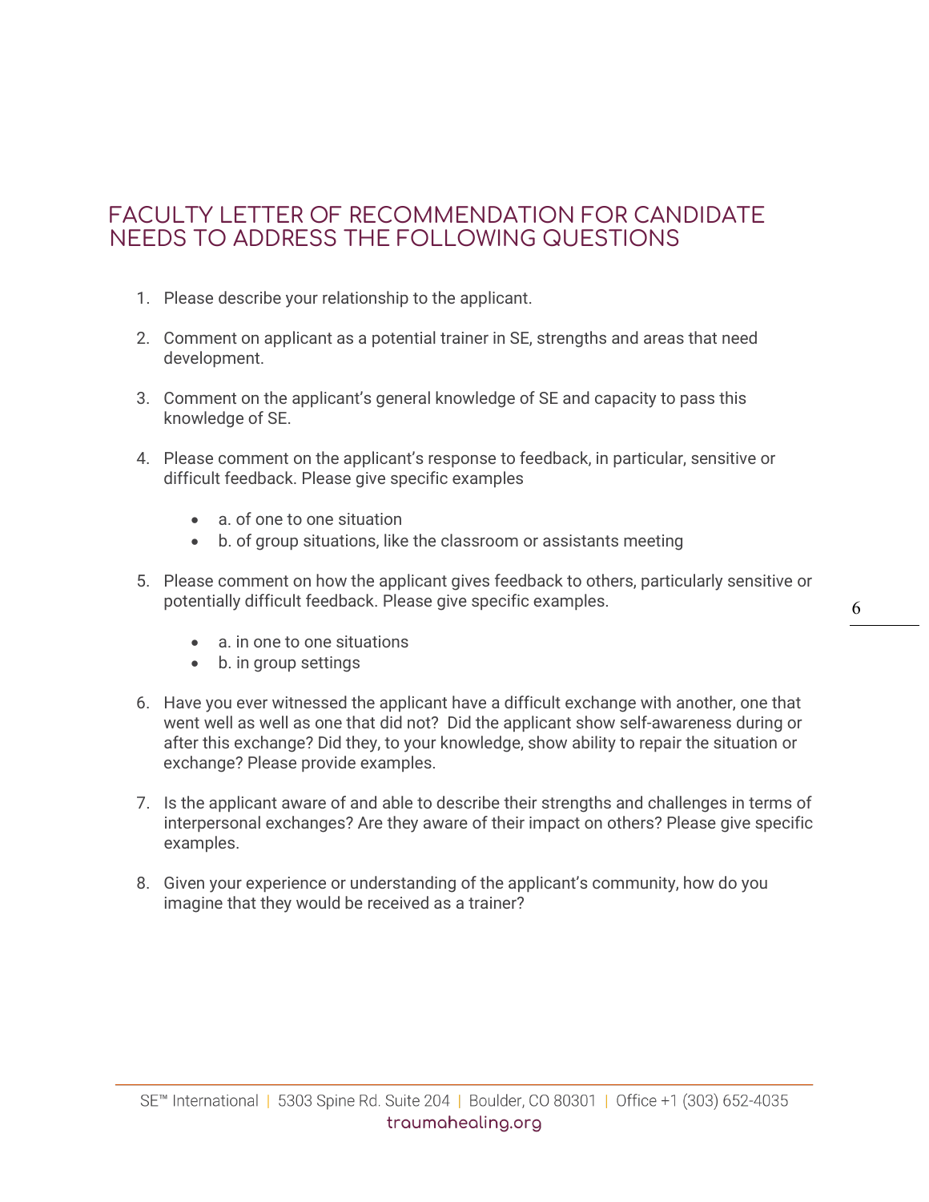# FACULTY LETTER OF RECOMMENDATION FOR CANDIDATE NEEDS TO ADDRESS THE FOLLOWING QUESTIONS

1. Please describe your relationship to the applicant.

2. Comment on applicant as a potential trainer in SE, strengths and areas that need development.

3. Comment on the applicant's general knowledge of SE and capacity to pass this knowledge of SE.

4. Please comment on the applicant's response to feedback, in particular, sensitive or difficult feedback. Please give specific examples

   - a. of one to one situation
   - b. of group situations, like the classroom or assistants meeting

5. Please comment on how the applicant gives feedback to others, particularly sensitive or potentially difficult feedback. Please give specific examples.

   - a. in one to one situations
   - b. in group settings

6. Have you ever witnessed the applicant have a difficult exchange with another, one that went well as well as one that did not? Did the applicant show self-awareness during or after this exchange? Did they, to your knowledge, show ability to repair the situation or exchange? Please provide examples.

7. Is the applicant aware of and able to describe their strengths and challenges in terms of interpersonal exchanges? Are they aware of their impact on others? Please give specific examples.

8. Given your experience or understanding of the applicant's community, how do you imagine that they would be received as a trainer?